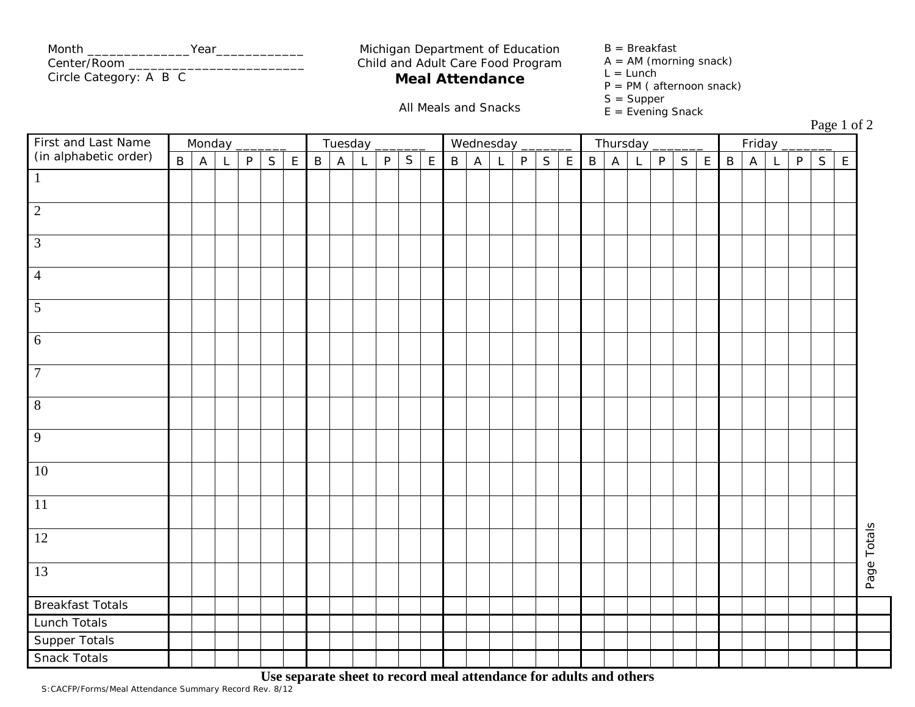Month _______________Year____________
Center/Room __________________________
Circle Category: A B C

Michigan Department of Education
Child and Adult Care Food Program

**Meal Attendance**

All Meals and Snacks

B = Breakfast
A = AM (morning snack)
L = Lunch
P = PM ( afternoon snack)
S = Supper
E = Evening Snack

| First and Last Name (in alphabetic order) | Monday _______ | | | | | | Tuesday _______ | | | | | | Wednesday _______ | | | | | | Thursday _______ | | | | | | Friday _______ | | | | | | Page Totals |
|---|---|---|---|---|---|---|---|---|---|---|---|---|---|---|---|---|---|---|---|---|---|---|---|---|---|---|---|---|---|---|---|
| | B | A | L | P | S | E | B | A | L | P | S | E | B | A | L | P | S | E | B | A | L | P | S | E | B | A | L | P | S | E | |
| 1 | | | | | | | | | | | | | | | | | | | | | | | | | | | | | | | |
| 2 | | | | | | | | | | | | | | | | | | | | | | | | | | | | | | | |
| 3 | | | | | | | | | | | | | | | | | | | | | | | | | | | | | | | |
| 4 | | | | | | | | | | | | | | | | | | | | | | | | | | | | | | | |
| 5 | | | | | | | | | | | | | | | | | | | | | | | | | | | | | | | |
| 6 | | | | | | | | | | | | | | | | | | | | | | | | | | | | | | | |
| 7 | | | | | | | | | | | | | | | | | | | | | | | | | | | | | | | |
| 8 | | | | | | | | | | | | | | | | | | | | | | | | | | | | | | | |
| 9 | | | | | | | | | | | | | | | | | | | | | | | | | | | | | | | |
| 10 | | | | | | | | | | | | | | | | | | | | | | | | | | | | | | | |
| 11 | | | | | | | | | | | | | | | | | | | | | | | | | | | | | | | |
| 12 | | | | | | | | | | | | | | | | | | | | | | | | | | | | | | | |
| 13 | | | | | | | | | | | | | | | | | | | | | | | | | | | | | | | |
| Breakfast Totals | | | | | | | | | | | | | | | | | | | | | | | | | | | | | | | |
| Lunch Totals | | | | | | | | | | | | | | | | | | | | | | | | | | | | | | | |
| Supper Totals | | | | | | | | | | | | | | | | | | | | | | | | | | | | | | | |
| Snack Totals | | | | | | | | | | | | | | | | | | | | | | | | | | | | | | | |

**Use separate sheet to record meal attendance for adults and others**

S:CACFP/Forms/Meal Attendance Summary Record Rev. 8/12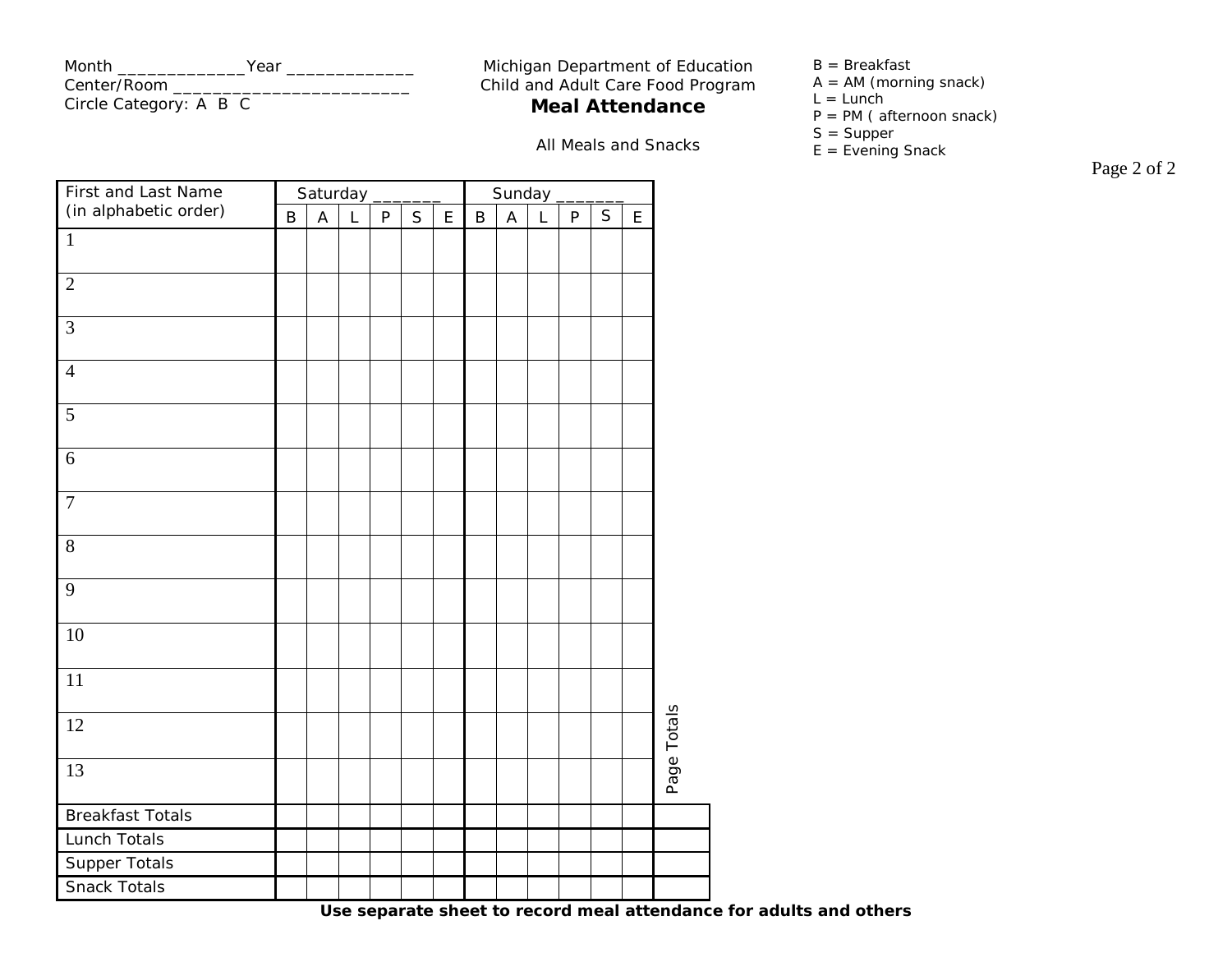Month _____________ Year _____________
Center/Room ________________________
Circle Category: A B C

Michigan Department of Education
Child and Adult Care Food Program

**Meal Attendance**

All Meals and Snacks

B = Breakfast
A = AM (morning snack)
L = Lunch
P = PM ( afternoon snack)
S = Supper
E = Evening Snack

| First and Last Name (in alphabetic order) | Saturday _______ | | | | | | Sunday _______ | | | | | | Page Totals |
|---|---|---|---|---|---|---|---|---|---|---|---|---|---|
| | B | A | L | P | S | E | B | A | L | P | S | E | |
| 1 | | | | | | | | | | | | | |
| 2 | | | | | | | | | | | | | |
| 3 | | | | | | | | | | | | | |
| 4 | | | | | | | | | | | | | |
| 5 | | | | | | | | | | | | | |
| 6 | | | | | | | | | | | | | |
| 7 | | | | | | | | | | | | | |
| 8 | | | | | | | | | | | | | |
| 9 | | | | | | | | | | | | | |
| 10 | | | | | | | | | | | | | |
| 11 | | | | | | | | | | | | | |
| 12 | | | | | | | | | | | | | |
| 13 | | | | | | | | | | | | | |
| Breakfast Totals | | | | | | | | | | | | | |
| Lunch Totals | | | | | | | | | | | | | |
| Supper Totals | | | | | | | | | | | | | |
| Snack Totals | | | | | | | | | | | | | |

**Use separate sheet to record meal attendance for adults and others**